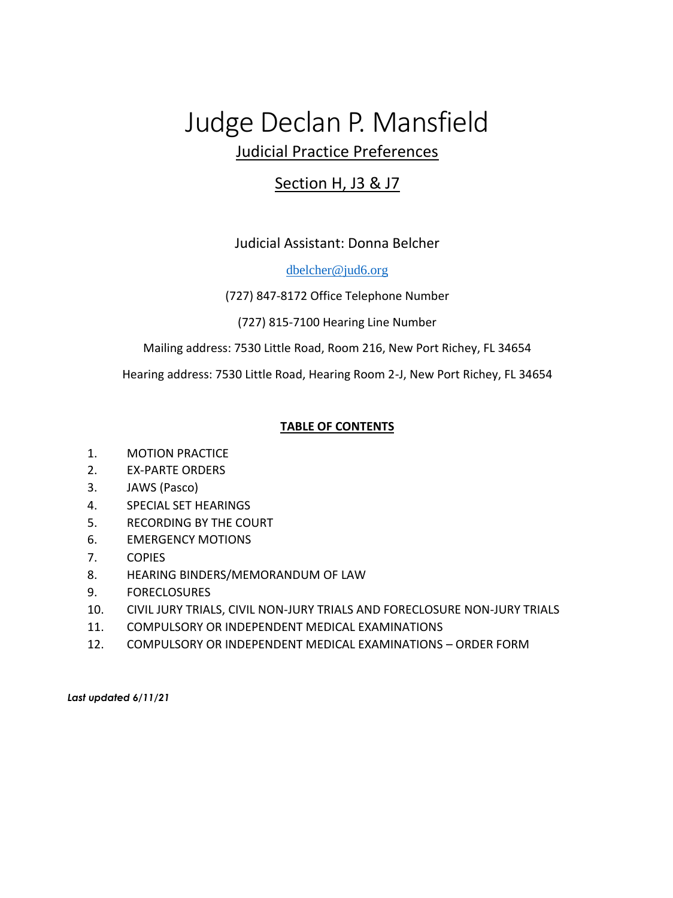# Judge Declan P. Mansfield

## Judicial Practice Preferences

## Section H, J3 & J7

Judicial Assistant: Donna Belcher

dbelcher@jud6.org

(727) 847-8172 Office Telephone Number

(727) 815-7100 Hearing Line Number

Mailing address: 7530 Little Road, Room 216, New Port Richey, FL 34654

Hearing address: 7530 Little Road, Hearing Room 2-J, New Port Richey, FL 34654

**TABLE OF CONTENTS**

1. MOTION PRACTICE
2. EX-PARTE ORDERS
3. JAWS (Pasco)
4. SPECIAL SET HEARINGS
5. RECORDING BY THE COURT
6. EMERGENCY MOTIONS
7. COPIES
8. HEARING BINDERS/MEMORANDUM OF LAW
9. FORECLOSURES
10. CIVIL JURY TRIALS, CIVIL NON-JURY TRIALS AND FORECLOSURE NON-JURY TRIALS
11. COMPULSORY OR INDEPENDENT MEDICAL EXAMINATIONS
12. COMPULSORY OR INDEPENDENT MEDICAL EXAMINATIONS – ORDER FORM

***Last updated 6/11/21***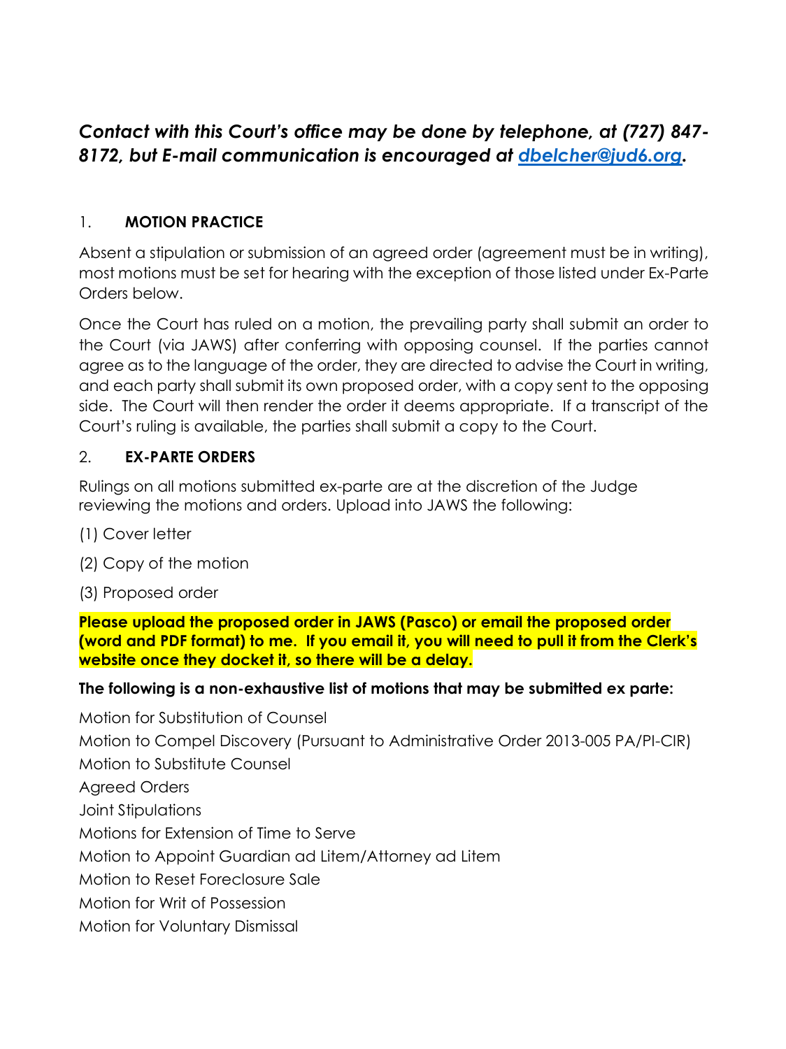***Contact with this Court's office may be done by telephone, at (727) 847-8172, but E-mail communication is encouraged at [dbelcher@jud6.org](mailto:dbelcher@jud6.org).***

1. **MOTION PRACTICE**

Absent a stipulation or submission of an agreed order (agreement must be in writing), most motions must be set for hearing with the exception of those listed under Ex-Parte Orders below.

Once the Court has ruled on a motion, the prevailing party shall submit an order to the Court (via JAWS) after conferring with opposing counsel. If the parties cannot agree as to the language of the order, they are directed to advise the Court in writing, and each party shall submit its own proposed order, with a copy sent to the opposing side. The Court will then render the order it deems appropriate. If a transcript of the Court's ruling is available, the parties shall submit a copy to the Court.

2. **EX-PARTE ORDERS**

Rulings on all motions submitted ex-parte are at the discretion of the Judge reviewing the motions and orders. Upload into JAWS the following:

(1) Cover letter

(2) Copy of the motion

(3) Proposed order

**Please upload the proposed order in JAWS (Pasco) or email the proposed order (word and PDF format) to me. If you email it, you will need to pull it from the Clerk's website once they docket it, so there will be a delay.**

**The following is a non-exhaustive list of motions that may be submitted ex parte:**

Motion for Substitution of Counsel

Motion to Compel Discovery (Pursuant to Administrative Order 2013-005 PA/PI-CIR)

Motion to Substitute Counsel

Agreed Orders

Joint Stipulations

Motions for Extension of Time to Serve

Motion to Appoint Guardian ad Litem/Attorney ad Litem

Motion to Reset Foreclosure Sale

Motion for Writ of Possession

Motion for Voluntary Dismissal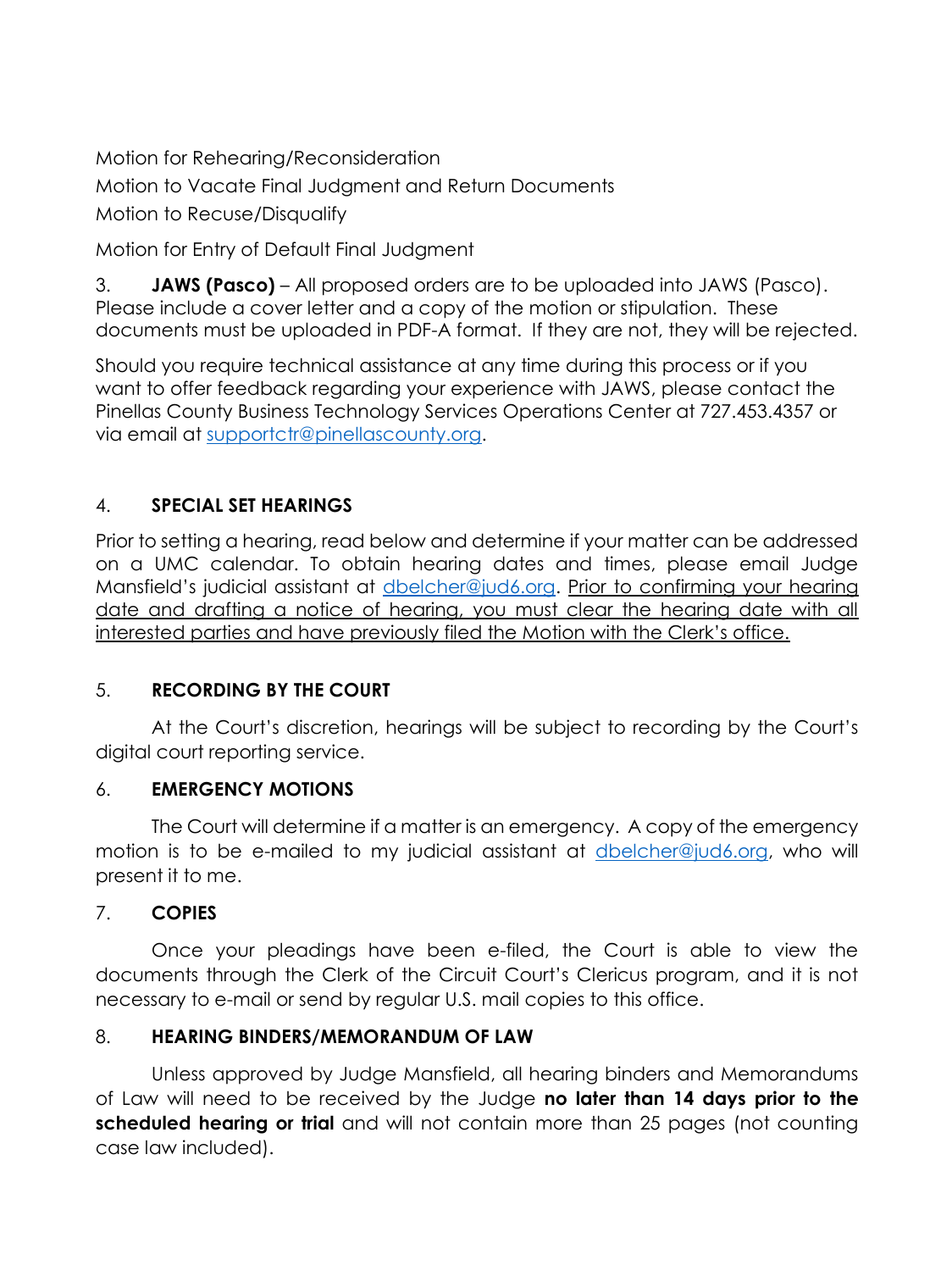Motion for Rehearing/Reconsideration

Motion to Vacate Final Judgment and Return Documents

Motion to Recuse/Disqualify

Motion for Entry of Default Final Judgment

3. **JAWS (Pasco)** – All proposed orders are to be uploaded into JAWS (Pasco). Please include a cover letter and a copy of the motion or stipulation. These documents must be uploaded in PDF-A format. If they are not, they will be rejected.

Should you require technical assistance at any time during this process or if you want to offer feedback regarding your experience with JAWS, please contact the Pinellas County Business Technology Services Operations Center at 727.453.4357 or via email at supportctr@pinellascounty.org.

4. **SPECIAL SET HEARINGS**

Prior to setting a hearing, read below and determine if your matter can be addressed on a UMC calendar. To obtain hearing dates and times, please email Judge Mansfield's judicial assistant at dbelcher@jud6.org. Prior to confirming your hearing date and drafting a notice of hearing, you must clear the hearing date with all interested parties and have previously filed the Motion with the Clerk's office.

5. **RECORDING BY THE COURT**

At the Court's discretion, hearings will be subject to recording by the Court's digital court reporting service.

6. **EMERGENCY MOTIONS**

The Court will determine if a matter is an emergency. A copy of the emergency motion is to be e-mailed to my judicial assistant at dbelcher@jud6.org, who will present it to me.

7. **COPIES**

Once your pleadings have been e-filed, the Court is able to view the documents through the Clerk of the Circuit Court's Clericus program, and it is not necessary to e-mail or send by regular U.S. mail copies to this office.

8. **HEARING BINDERS/MEMORANDUM OF LAW**

Unless approved by Judge Mansfield, all hearing binders and Memorandums of Law will need to be received by the Judge **no later than 14 days prior to the scheduled hearing or trial** and will not contain more than 25 pages (not counting case law included).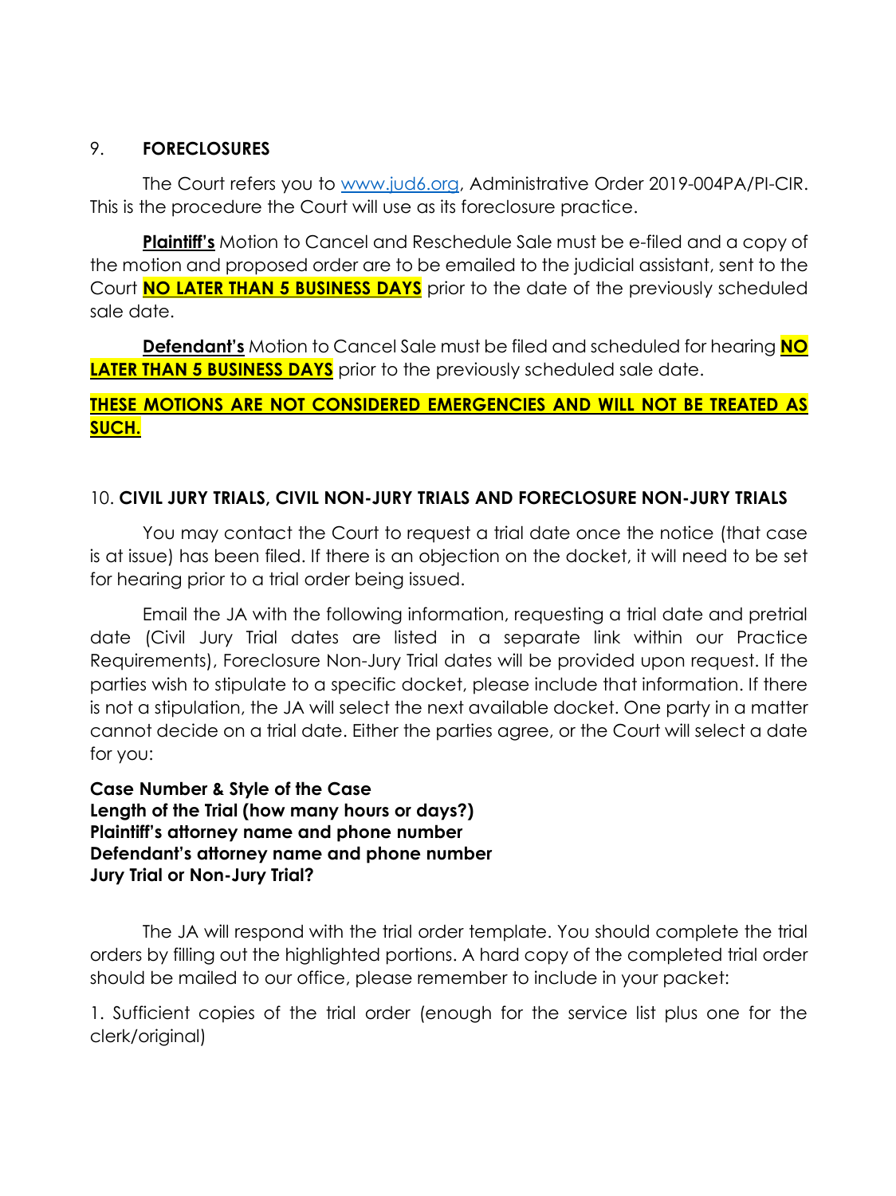## 9. FORECLOSURES

The Court refers you to [www.jud6.org](http://www.jud6.org), Administrative Order 2019-004PA/PI-CIR. This is the procedure the Court will use as its foreclosure practice.

**Plaintiff's** Motion to Cancel and Reschedule Sale must be e-filed and a copy of the motion and proposed order are to be emailed to the judicial assistant, sent to the Court **NO LATER THAN 5 BUSINESS DAYS** prior to the date of the previously scheduled sale date.

**Defendant's** Motion to Cancel Sale must be filed and scheduled for hearing **NO LATER THAN 5 BUSINESS DAYS** prior to the previously scheduled sale date.

**THESE MOTIONS ARE NOT CONSIDERED EMERGENCIES AND WILL NOT BE TREATED AS SUCH.**

## 10. CIVIL JURY TRIALS, CIVIL NON-JURY TRIALS AND FORECLOSURE NON-JURY TRIALS

You may contact the Court to request a trial date once the notice (that case is at issue) has been filed. If there is an objection on the docket, it will need to be set for hearing prior to a trial order being issued.

Email the JA with the following information, requesting a trial date and pretrial date (Civil Jury Trial dates are listed in a separate link within our Practice Requirements), Foreclosure Non-Jury Trial dates will be provided upon request. If the parties wish to stipulate to a specific docket, please include that information. If there is not a stipulation, the JA will select the next available docket. One party in a matter cannot decide on a trial date. Either the parties agree, or the Court will select a date for you:

**Case Number & Style of the Case**
**Length of the Trial (how many hours or days?)**
**Plaintiff's attorney name and phone number**
**Defendant's attorney name and phone number**
**Jury Trial or Non-Jury Trial?**

The JA will respond with the trial order template. You should complete the trial orders by filling out the highlighted portions. A hard copy of the completed trial order should be mailed to our office, please remember to include in your packet:

1. Sufficient copies of the trial order (enough for the service list plus one for the clerk/original)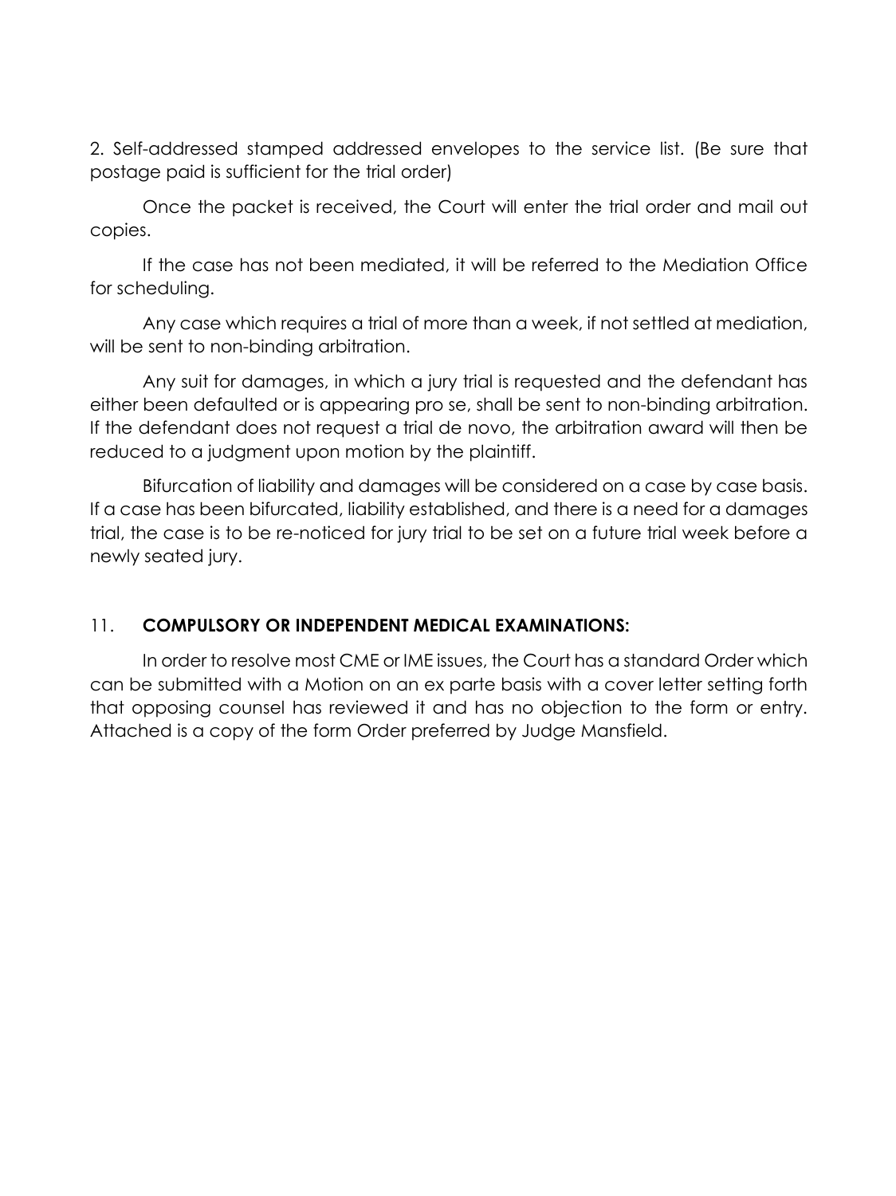2. Self-addressed stamped addressed envelopes to the service list. (Be sure that postage paid is sufficient for the trial order)

Once the packet is received, the Court will enter the trial order and mail out copies.

If the case has not been mediated, it will be referred to the Mediation Office for scheduling.

Any case which requires a trial of more than a week, if not settled at mediation, will be sent to non-binding arbitration.

Any suit for damages, in which a jury trial is requested and the defendant has either been defaulted or is appearing pro se, shall be sent to non-binding arbitration. If the defendant does not request a trial de novo, the arbitration award will then be reduced to a judgment upon motion by the plaintiff.

Bifurcation of liability and damages will be considered on a case by case basis. If a case has been bifurcated, liability established, and there is a need for a damages trial, the case is to be re-noticed for jury trial to be set on a future trial week before a newly seated jury.

## 11. **COMPULSORY OR INDEPENDENT MEDICAL EXAMINATIONS:**

In order to resolve most CME or IME issues, the Court has a standard Order which can be submitted with a Motion on an ex parte basis with a cover letter setting forth that opposing counsel has reviewed it and has no objection to the form or entry. Attached is a copy of the form Order preferred by Judge Mansfield.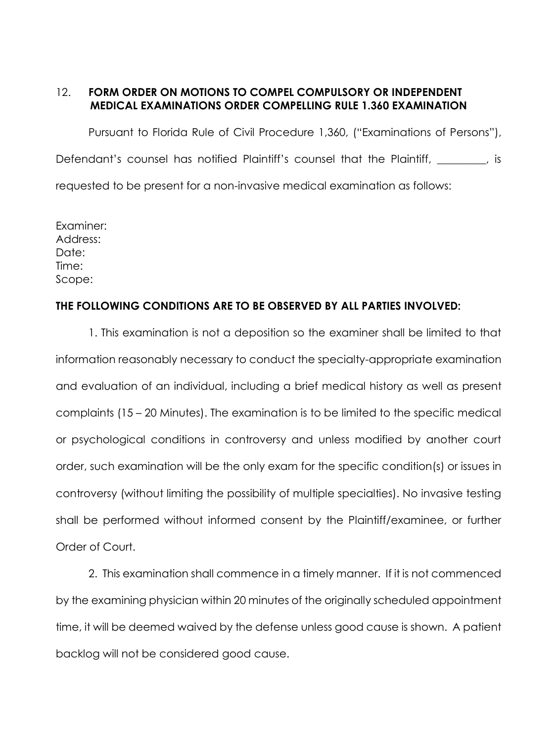## 12. FORM ORDER ON MOTIONS TO COMPEL COMPULSORY OR INDEPENDENT MEDICAL EXAMINATIONS ORDER COMPELLING RULE 1.360 EXAMINATION

Pursuant to Florida Rule of Civil Procedure 1,360, ("Examinations of Persons"), Defendant's counsel has notified Plaintiff's counsel that the Plaintiff, _________, is requested to be present for a non-invasive medical examination as follows:

Examiner:
Address:
Date:
Time:
Scope:

**THE FOLLOWING CONDITIONS ARE TO BE OBSERVED BY ALL PARTIES INVOLVED:**

1. This examination is not a deposition so the examiner shall be limited to that information reasonably necessary to conduct the specialty-appropriate examination and evaluation of an individual, including a brief medical history as well as present complaints (15 – 20 Minutes). The examination is to be limited to the specific medical or psychological conditions in controversy and unless modified by another court order, such examination will be the only exam for the specific condition(s) or issues in controversy (without limiting the possibility of multiple specialties). No invasive testing shall be performed without informed consent by the Plaintiff/examinee, or further Order of Court.

2. This examination shall commence in a timely manner. If it is not commenced by the examining physician within 20 minutes of the originally scheduled appointment time, it will be deemed waived by the defense unless good cause is shown. A patient backlog will not be considered good cause.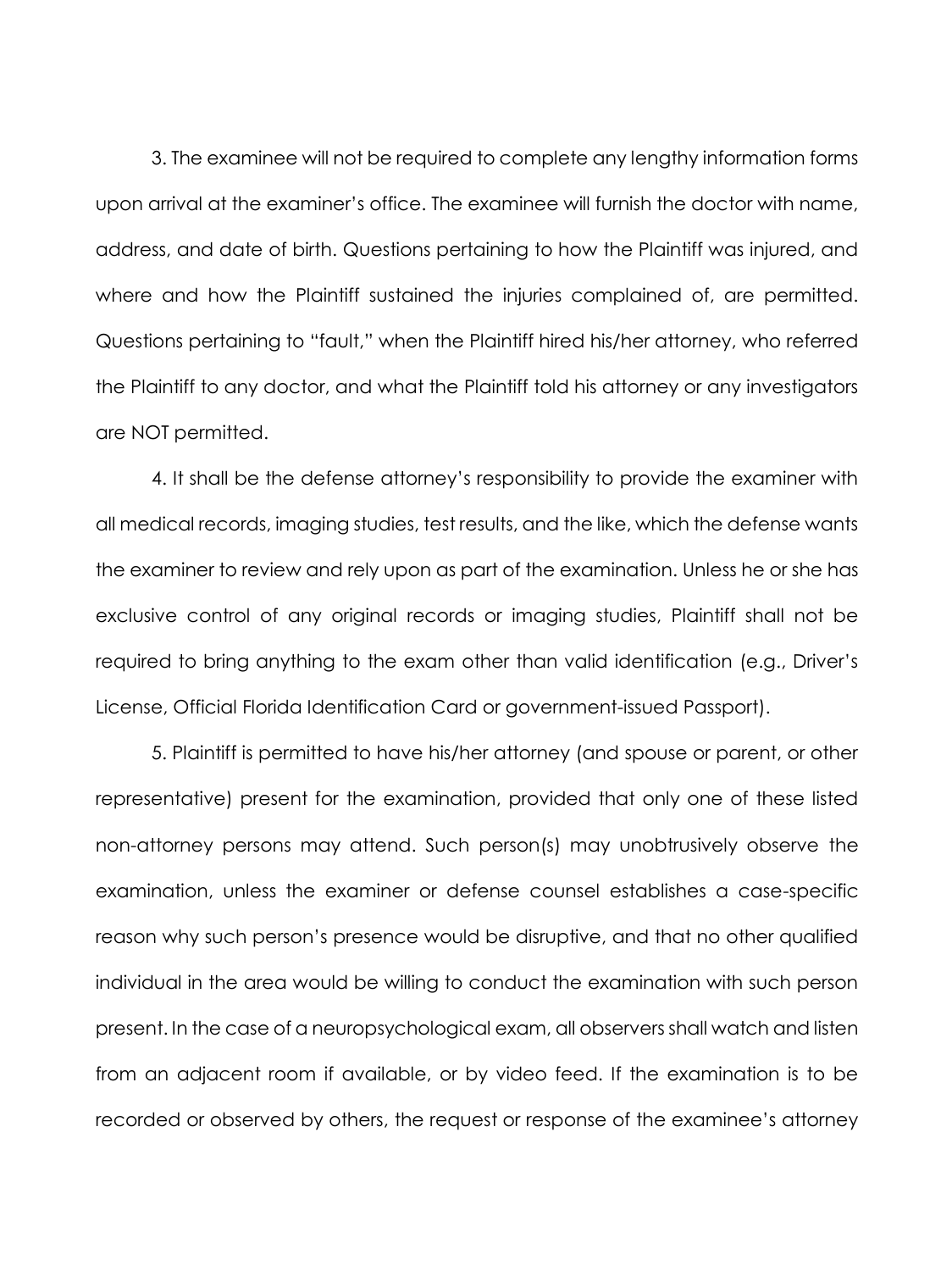3. The examinee will not be required to complete any lengthy information forms upon arrival at the examiner's office. The examinee will furnish the doctor with name, address, and date of birth. Questions pertaining to how the Plaintiff was injured, and where and how the Plaintiff sustained the injuries complained of, are permitted. Questions pertaining to "fault," when the Plaintiff hired his/her attorney, who referred the Plaintiff to any doctor, and what the Plaintiff told his attorney or any investigators are NOT permitted.

4. It shall be the defense attorney's responsibility to provide the examiner with all medical records, imaging studies, test results, and the like, which the defense wants the examiner to review and rely upon as part of the examination. Unless he or she has exclusive control of any original records or imaging studies, Plaintiff shall not be required to bring anything to the exam other than valid identification (e.g., Driver's License, Official Florida Identification Card or government-issued Passport).

5. Plaintiff is permitted to have his/her attorney (and spouse or parent, or other representative) present for the examination, provided that only one of these listed non-attorney persons may attend. Such person(s) may unobtrusively observe the examination, unless the examiner or defense counsel establishes a case-specific reason why such person's presence would be disruptive, and that no other qualified individual in the area would be willing to conduct the examination with such person present. In the case of a neuropsychological exam, all observers shall watch and listen from an adjacent room if available, or by video feed. If the examination is to be recorded or observed by others, the request or response of the examinee's attorney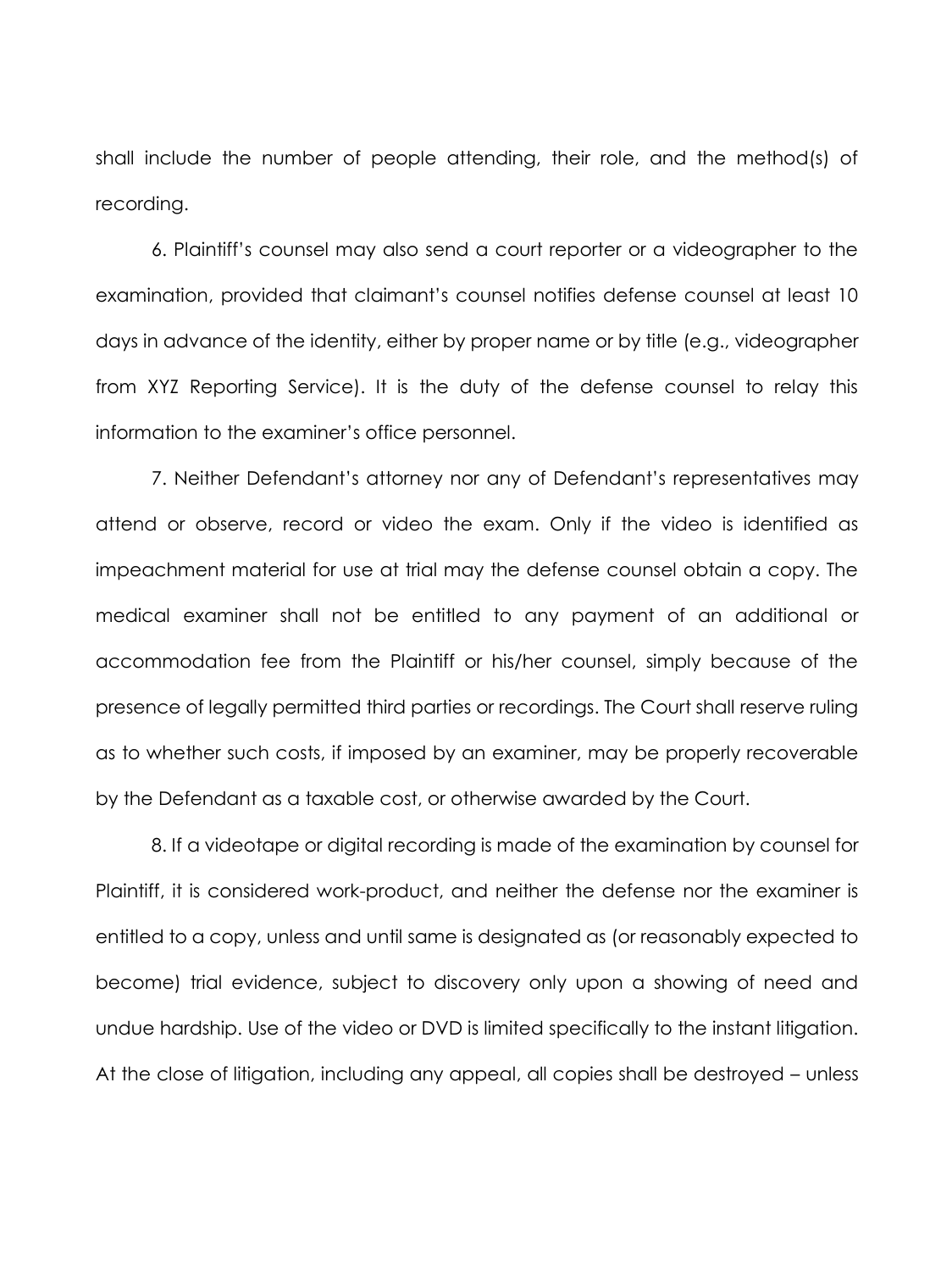shall include the number of people attending, their role, and the method(s) of recording.

6. Plaintiff's counsel may also send a court reporter or a videographer to the examination, provided that claimant's counsel notifies defense counsel at least 10 days in advance of the identity, either by proper name or by title (e.g., videographer from XYZ Reporting Service). It is the duty of the defense counsel to relay this information to the examiner's office personnel.

7. Neither Defendant's attorney nor any of Defendant's representatives may attend or observe, record or video the exam. Only if the video is identified as impeachment material for use at trial may the defense counsel obtain a copy. The medical examiner shall not be entitled to any payment of an additional or accommodation fee from the Plaintiff or his/her counsel, simply because of the presence of legally permitted third parties or recordings. The Court shall reserve ruling as to whether such costs, if imposed by an examiner, may be properly recoverable by the Defendant as a taxable cost, or otherwise awarded by the Court.

8. If a videotape or digital recording is made of the examination by counsel for Plaintiff, it is considered work-product, and neither the defense nor the examiner is entitled to a copy, unless and until same is designated as (or reasonably expected to become) trial evidence, subject to discovery only upon a showing of need and undue hardship. Use of the video or DVD is limited specifically to the instant litigation. At the close of litigation, including any appeal, all copies shall be destroyed – unless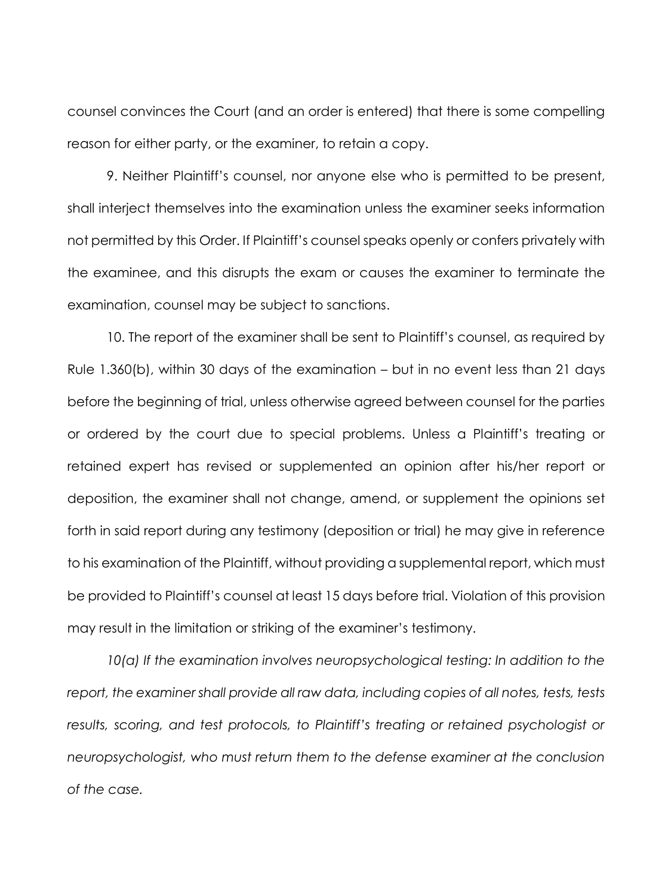counsel convinces the Court (and an order is entered) that there is some compelling reason for either party, or the examiner, to retain a copy.

9. Neither Plaintiff's counsel, nor anyone else who is permitted to be present, shall interject themselves into the examination unless the examiner seeks information not permitted by this Order. If Plaintiff's counsel speaks openly or confers privately with the examinee, and this disrupts the exam or causes the examiner to terminate the examination, counsel may be subject to sanctions.

10. The report of the examiner shall be sent to Plaintiff's counsel, as required by Rule 1.360(b), within 30 days of the examination – but in no event less than 21 days before the beginning of trial, unless otherwise agreed between counsel for the parties or ordered by the court due to special problems. Unless a Plaintiff's treating or retained expert has revised or supplemented an opinion after his/her report or deposition, the examiner shall not change, amend, or supplement the opinions set forth in said report during any testimony (deposition or trial) he may give in reference to his examination of the Plaintiff, without providing a supplemental report, which must be provided to Plaintiff's counsel at least 15 days before trial. Violation of this provision may result in the limitation or striking of the examiner's testimony.

*10(a) If the examination involves neuropsychological testing: In addition to the report, the examiner shall provide all raw data, including copies of all notes, tests, tests results, scoring, and test protocols, to Plaintiff's treating or retained psychologist or neuropsychologist, who must return them to the defense examiner at the conclusion of the case.*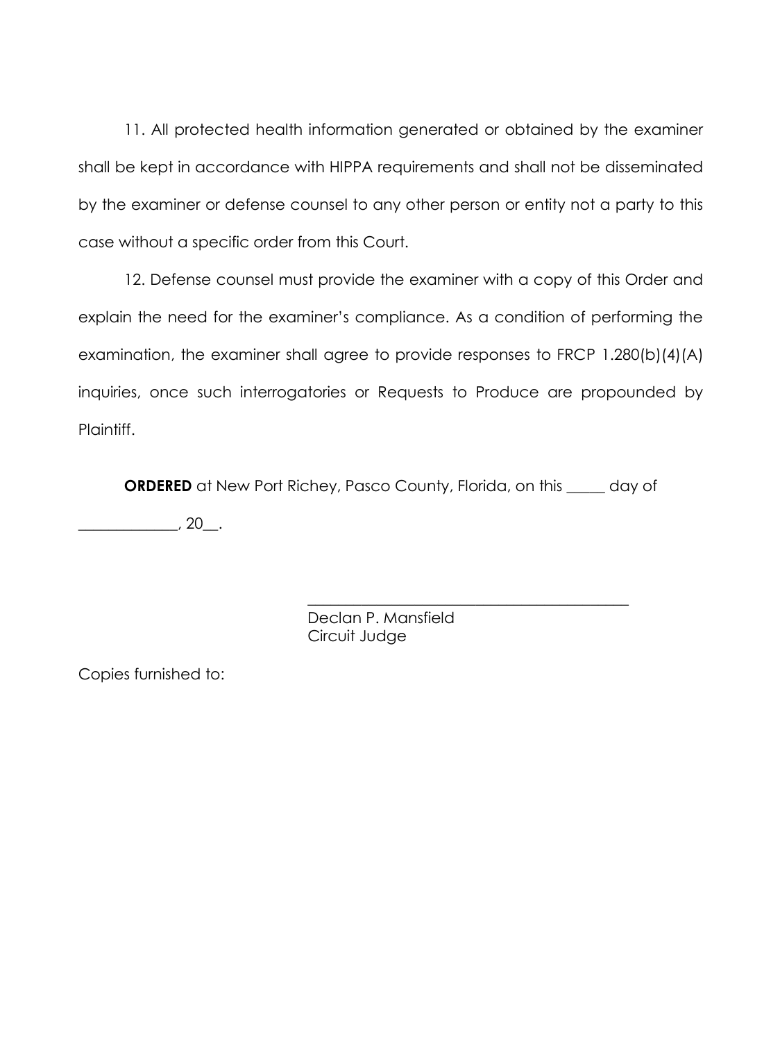11. All protected health information generated or obtained by the examiner shall be kept in accordance with HIPPA requirements and shall not be disseminated by the examiner or defense counsel to any other person or entity not a party to this case without a specific order from this Court.

12. Defense counsel must provide the examiner with a copy of this Order and explain the need for the examiner's compliance. As a condition of performing the examination, the examiner shall agree to provide responses to FRCP 1.280(b)(4)(A) inquiries, once such interrogatories or Requests to Produce are propounded by Plaintiff.

**ORDERED** at New Port Richey, Pasco County, Florida, on this _____ day of _____________, 20__.

_____________________________________________
Declan P. Mansfield
Circuit Judge

Copies furnished to: